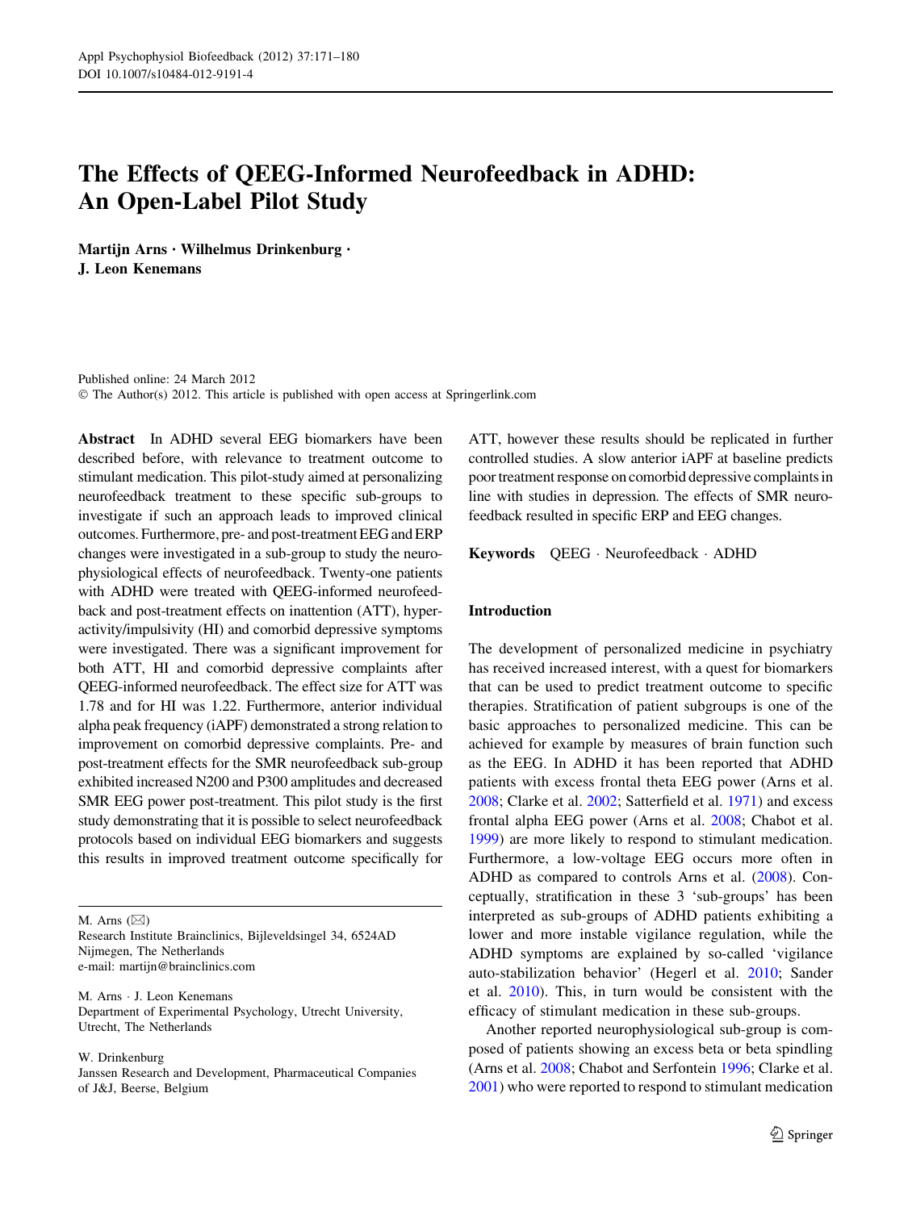# The Effects of QEEG-Informed Neurofeedback in ADHD: An Open-Label Pilot Study

**Martijn Arns · Wilhelmus Drinkenburg · J. Leon Kenemans**

Published online: 24 March 2012
© The Author(s) 2012. This article is published with open access at Springerlink.com

**Abstract** In ADHD several EEG biomarkers have been described before, with relevance to treatment outcome to stimulant medication. This pilot-study aimed at personalizing neurofeedback treatment to these specific sub-groups to investigate if such an approach leads to improved clinical outcomes. Furthermore, pre- and post-treatment EEG and ERP changes were investigated in a sub-group to study the neurophysiological effects of neurofeedback. Twenty-one patients with ADHD were treated with QEEG-informed neurofeedback and post-treatment effects on inattention (ATT), hyperactivity/impulsivity (HI) and comorbid depressive symptoms were investigated. There was a significant improvement for both ATT, HI and comorbid depressive complaints after QEEG-informed neurofeedback. The effect size for ATT was 1.78 and for HI was 1.22. Furthermore, anterior individual alpha peak frequency (iAPF) demonstrated a strong relation to improvement on comorbid depressive complaints. Pre- and post-treatment effects for the SMR neurofeedback sub-group exhibited increased N200 and P300 amplitudes and decreased SMR EEG power post-treatment. This pilot study is the first study demonstrating that it is possible to select neurofeedback protocols based on individual EEG biomarkers and suggests this results in improved treatment outcome specifically for ATT, however these results should be replicated in further controlled studies. A slow anterior iAPF at baseline predicts poor treatment response on comorbid depressive complaints in line with studies in depression. The effects of SMR neurofeedback resulted in specific ERP and EEG changes.

**Keywords** QEEG · Neurofeedback · ADHD

M. Arns (✉)
Research Institute Brainclinics, Bijleveldsingel 34, 6524AD Nijmegen, The Netherlands
e-mail: martijn@brainclinics.com

M. Arns · J. Leon Kenemans
Department of Experimental Psychology, Utrecht University, Utrecht, The Netherlands

W. Drinkenburg
Janssen Research and Development, Pharmaceutical Companies of J&J, Beerse, Belgium

## Introduction

The development of personalized medicine in psychiatry has received increased interest, with a quest for biomarkers that can be used to predict treatment outcome to specific therapies. Stratification of patient subgroups is one of the basic approaches to personalized medicine. This can be achieved for example by measures of brain function such as the EEG. In ADHD it has been reported that ADHD patients with excess frontal theta EEG power (Arns et al. 2008; Clarke et al. 2002; Satterfield et al. 1971) and excess frontal alpha EEG power (Arns et al. 2008; Chabot et al. 1999) are more likely to respond to stimulant medication. Furthermore, a low-voltage EEG occurs more often in ADHD as compared to controls Arns et al. (2008). Conceptually, stratification in these 3 'sub-groups' has been interpreted as sub-groups of ADHD patients exhibiting a lower and more instable vigilance regulation, while the ADHD symptoms are explained by so-called 'vigilance auto-stabilization behavior' (Hegerl et al. 2010; Sander et al. 2010). This, in turn would be consistent with the efficacy of stimulant medication in these sub-groups.

Another reported neurophysiological sub-group is composed of patients showing an excess beta or beta spindling (Arns et al. 2008; Chabot and Serfontein 1996; Clarke et al. 2001) who were reported to respond to stimulant medication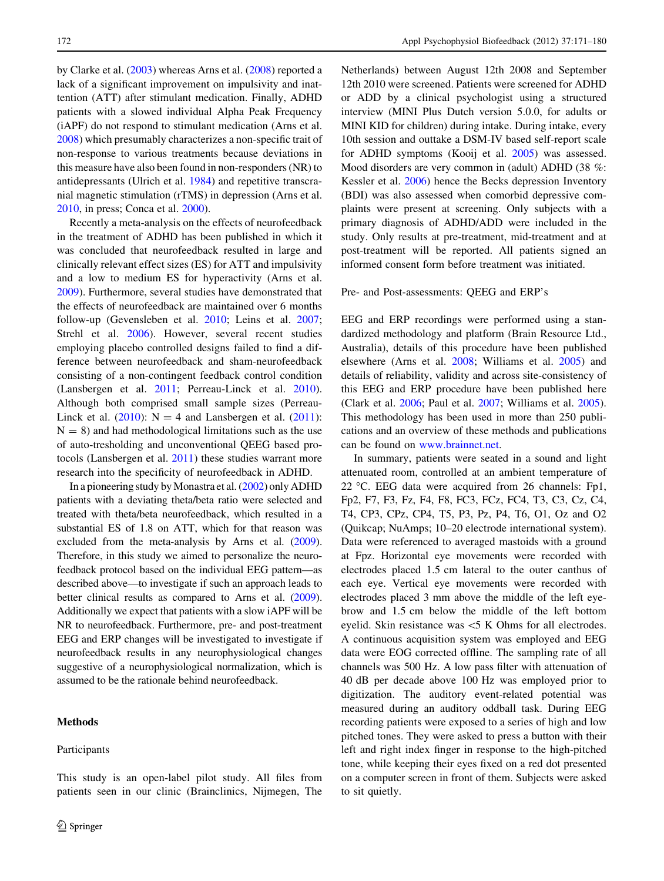by Clarke et al. (2003) whereas Arns et al. (2008) reported a lack of a significant improvement on impulsivity and inattention (ATT) after stimulant medication. Finally, ADHD patients with a slowed individual Alpha Peak Frequency (iAPF) do not respond to stimulant medication (Arns et al. 2008) which presumably characterizes a non-specific trait of non-response to various treatments because deviations in this measure have also been found in non-responders (NR) to antidepressants (Ulrich et al. 1984) and repetitive transcranial magnetic stimulation (rTMS) in depression (Arns et al. 2010, in press; Conca et al. 2000).

Recently a meta-analysis on the effects of neurofeedback in the treatment of ADHD has been published in which it was concluded that neurofeedback resulted in large and clinically relevant effect sizes (ES) for ATT and impulsivity and a low to medium ES for hyperactivity (Arns et al. 2009). Furthermore, several studies have demonstrated that the effects of neurofeedback are maintained over 6 months follow-up (Gevensleben et al. 2010; Leins et al. 2007; Strehl et al. 2006). However, several recent studies employing placebo controlled designs failed to find a difference between neurofeedback and sham-neurofeedback consisting of a non-contingent feedback control condition (Lansbergen et al. 2011; Perreau-Linck et al. 2010). Although both comprised small sample sizes (Perreau-Linck et al. (2010): N = 4 and Lansbergen et al. (2011): N = 8) and had methodological limitations such as the use of auto-tresholding and unconventional QEEG based protocols (Lansbergen et al. 2011) these studies warrant more research into the specificity of neurofeedback in ADHD.

In a pioneering study by Monastra et al. (2002) only ADHD patients with a deviating theta/beta ratio were selected and treated with theta/beta neurofeedback, which resulted in a substantial ES of 1.8 on ATT, which for that reason was excluded from the meta-analysis by Arns et al. (2009). Therefore, in this study we aimed to personalize the neurofeedback protocol based on the individual EEG pattern—as described above—to investigate if such an approach leads to better clinical results as compared to Arns et al. (2009). Additionally we expect that patients with a slow iAPF will be NR to neurofeedback. Furthermore, pre- and post-treatment EEG and ERP changes will be investigated to investigate if neurofeedback results in any neurophysiological changes suggestive of a neurophysiological normalization, which is assumed to be the rationale behind neurofeedback.

## Methods

### Participants

This study is an open-label pilot study. All files from patients seen in our clinic (Brainclinics, Nijmegen, The Netherlands) between August 12th 2008 and September 12th 2010 were screened. Patients were screened for ADHD or ADD by a clinical psychologist using a structured interview (MINI Plus Dutch version 5.0.0, for adults or MINI KID for children) during intake. During intake, every 10th session and outtake a DSM-IV based self-report scale for ADHD symptoms (Kooij et al. 2005) was assessed. Mood disorders are very common in (adult) ADHD (38 %: Kessler et al. 2006) hence the Becks depression Inventory (BDI) was also assessed when comorbid depressive complaints were present at screening. Only subjects with a primary diagnosis of ADHD/ADD were included in the study. Only results at pre-treatment, mid-treatment and at post-treatment will be reported. All patients signed an informed consent form before treatment was initiated.

### Pre- and Post-assessments: QEEG and ERP's

EEG and ERP recordings were performed using a standardized methodology and platform (Brain Resource Ltd., Australia), details of this procedure have been published elsewhere (Arns et al. 2008; Williams et al. 2005) and details of reliability, validity and across site-consistency of this EEG and ERP procedure have been published here (Clark et al. 2006; Paul et al. 2007; Williams et al. 2005). This methodology has been used in more than 250 publications and an overview of these methods and publications can be found on www.brainnet.net.

In summary, patients were seated in a sound and light attenuated room, controlled at an ambient temperature of 22 °C. EEG data were acquired from 26 channels: Fp1, Fp2, F7, F3, Fz, F4, F8, FC3, FCz, FC4, T3, C3, Cz, C4, T4, CP3, CPz, CP4, T5, P3, Pz, P4, T6, O1, Oz and O2 (Quikcap; NuAmps; 10–20 electrode international system). Data were referenced to averaged mastoids with a ground at Fpz. Horizontal eye movements were recorded with electrodes placed 1.5 cm lateral to the outer canthus of each eye. Vertical eye movements were recorded with electrodes placed 3 mm above the middle of the left eyebrow and 1.5 cm below the middle of the left bottom eyelid. Skin resistance was <5 K Ohms for all electrodes. A continuous acquisition system was employed and EEG data were EOG corrected offline. The sampling rate of all channels was 500 Hz. A low pass filter with attenuation of 40 dB per decade above 100 Hz was employed prior to digitization. The auditory event-related potential was measured during an auditory oddball task. During EEG recording patients were exposed to a series of high and low pitched tones. They were asked to press a button with their left and right index finger in response to the high-pitched tone, while keeping their eyes fixed on a red dot presented on a computer screen in front of them. Subjects were asked to sit quietly.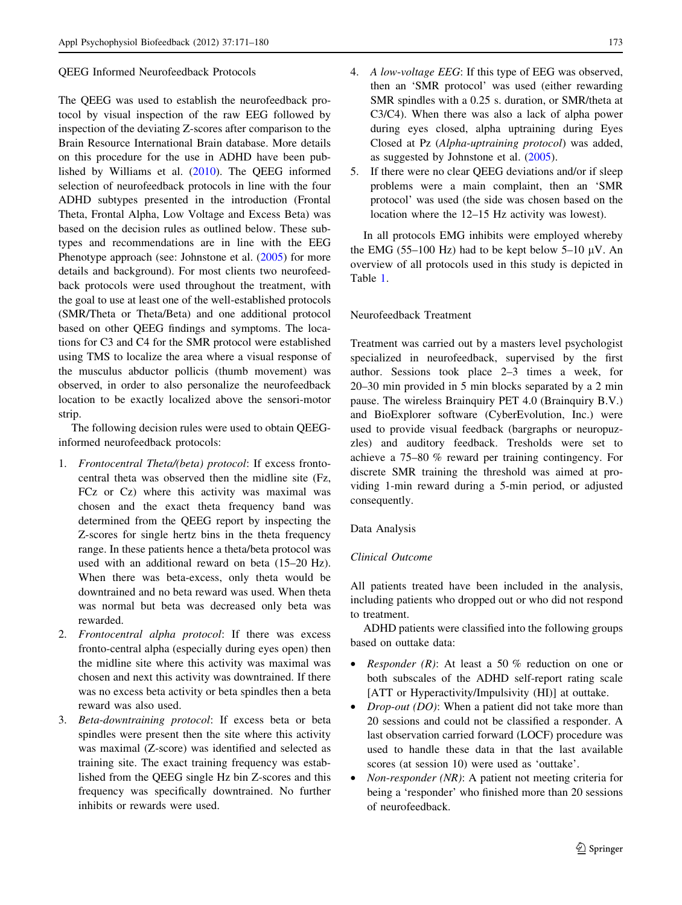### QEEG Informed Neurofeedback Protocols

The QEEG was used to establish the neurofeedback protocol by visual inspection of the raw EEG followed by inspection of the deviating Z-scores after comparison to the Brain Resource International Brain database. More details on this procedure for the use in ADHD have been published by Williams et al. (2010). The QEEG informed selection of neurofeedback protocols in line with the four ADHD subtypes presented in the introduction (Frontal Theta, Frontal Alpha, Low Voltage and Excess Beta) was based on the decision rules as outlined below. These subtypes and recommendations are in line with the EEG Phenotype approach (see: Johnstone et al. (2005) for more details and background). For most clients two neurofeedback protocols were used throughout the treatment, with the goal to use at least one of the well-established protocols (SMR/Theta or Theta/Beta) and one additional protocol based on other QEEG findings and symptoms. The locations for C3 and C4 for the SMR protocol were established using TMS to localize the area where a visual response of the musculus abductor pollicis (thumb movement) was observed, in order to also personalize the neurofeedback location to be exactly localized above the sensori-motor strip.

The following decision rules were used to obtain QEEG-informed neurofeedback protocols:

1. *Frontocentral Theta/(beta) protocol*: If excess frontocentral theta was observed then the midline site (Fz, FCz or Cz) where this activity was maximal was chosen and the exact theta frequency band was determined from the QEEG report by inspecting the Z-scores for single hertz bins in the theta frequency range. In these patients hence a theta/beta protocol was used with an additional reward on beta (15–20 Hz). When there was beta-excess, only theta would be downtrained and no beta reward was used. When theta was normal but beta was decreased only beta was rewarded.
2. *Frontocentral alpha protocol*: If there was excess fronto-central alpha (especially during eyes open) then the midline site where this activity was maximal was chosen and next this activity was downtrained. If there was no excess beta activity or beta spindles then a beta reward was also used.
3. *Beta-downtraining protocol*: If excess beta or beta spindles were present then the site where this activity was maximal (Z-score) was identified and selected as training site. The exact training frequency was established from the QEEG single Hz bin Z-scores and this frequency was specifically downtrained. No further inhibits or rewards were used.
4. *A low-voltage EEG*: If this type of EEG was observed, then an 'SMR protocol' was used (either rewarding SMR spindles with a 0.25 s. duration, or SMR/theta at C3/C4). When there was also a lack of alpha power during eyes closed, alpha uptraining during Eyes Closed at Pz (*Alpha-uptraining protocol*) was added, as suggested by Johnstone et al. (2005).
5. If there were no clear QEEG deviations and/or if sleep problems were a main complaint, then an 'SMR protocol' was used (the side was chosen based on the location where the 12–15 Hz activity was lowest).

In all protocols EMG inhibits were employed whereby the EMG (55–100 Hz) had to be kept below 5–10 μV. An overview of all protocols used in this study is depicted in Table 1.

### Neurofeedback Treatment

Treatment was carried out by a masters level psychologist specialized in neurofeedback, supervised by the first author. Sessions took place 2–3 times a week, for 20–30 min provided in 5 min blocks separated by a 2 min pause. The wireless Brainquiry PET 4.0 (Brainquiry B.V.) and BioExplorer software (CyberEvolution, Inc.) were used to provide visual feedback (bargraphs or neuropuzzles) and auditory feedback. Tresholds were set to achieve a 75–80 % reward per training contingency. For discrete SMR training the threshold was aimed at providing 1-min reward during a 5-min period, or adjusted consequently.

### Data Analysis

#### Clinical Outcome

All patients treated have been included in the analysis, including patients who dropped out or who did not respond to treatment.

ADHD patients were classified into the following groups based on outtake data:

- *Responder (R)*: At least a 50 % reduction on one or both subscales of the ADHD self-report rating scale [ATT or Hyperactivity/Impulsivity (HI)] at outtake.
- *Drop-out (DO)*: When a patient did not take more than 20 sessions and could not be classified a responder. A last observation carried forward (LOCF) procedure was used to handle these data in that the last available scores (at session 10) were used as 'outtake'.
- *Non-responder (NR)*: A patient not meeting criteria for being a 'responder' who finished more than 20 sessions of neurofeedback.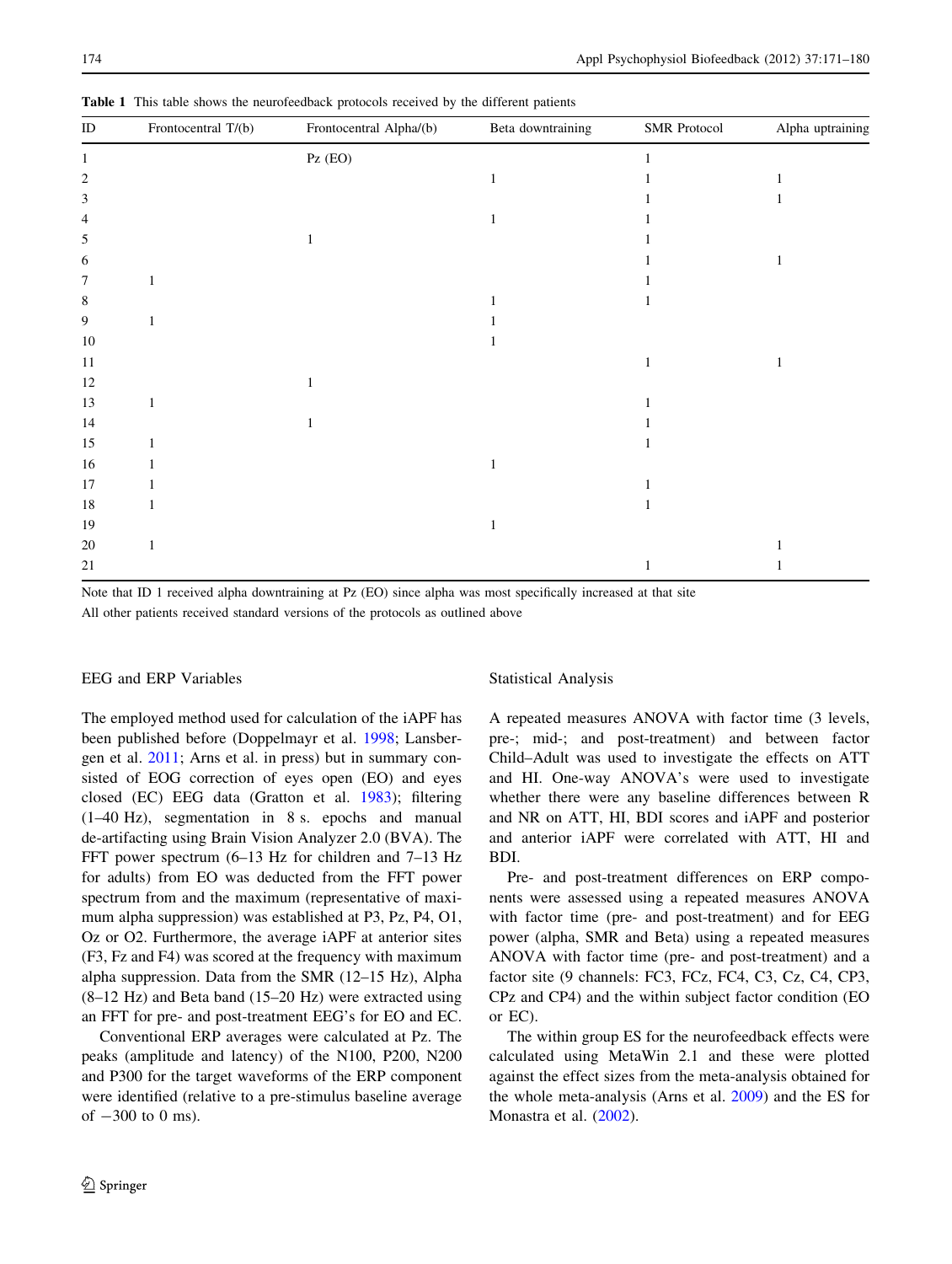**Table 1** This table shows the neurofeedback protocols received by the different patients

| ID | Frontocentral T/(b) | Frontocentral Alpha/(b) | Beta downtraining | SMR Protocol | Alpha uptraining |
|---|---|---|---|---|---|
| 1 | | Pz (EO) | | 1 | |
| 2 | | | 1 | 1 | 1 |
| 3 | | | | 1 | 1 |
| 4 | | | 1 | 1 | |
| 5 | | 1 | | 1 | |
| 6 | | | | 1 | 1 |
| 7 | 1 | | | 1 | |
| 8 | | | 1 | 1 | |
| 9 | 1 | | 1 | | |
| 10 | | | 1 | | |
| 11 | | | | 1 | 1 |
| 12 | | 1 | | | |
| 13 | 1 | | | 1 | |
| 14 | | 1 | | 1 | |
| 15 | 1 | | | 1 | |
| 16 | 1 | | 1 | | |
| 17 | 1 | | | 1 | |
| 18 | 1 | | | 1 | |
| 19 | | | 1 | | |
| 20 | 1 | | | | 1 |
| 21 | | | | 1 | 1 |

Note that ID 1 received alpha downtraining at Pz (EO) since alpha was most specifically increased at that site

All other patients received standard versions of the protocols as outlined above

### EEG and ERP Variables

The employed method used for calculation of the iAPF has been published before (Doppelmayr et al. 1998; Lansbergen et al. 2011; Arns et al. in press) but in summary consisted of EOG correction of eyes open (EO) and eyes closed (EC) EEG data (Gratton et al. 1983); filtering (1–40 Hz), segmentation in 8 s. epochs and manual de-artifacting using Brain Vision Analyzer 2.0 (BVA). The FFT power spectrum (6–13 Hz for children and 7–13 Hz for adults) from EO was deducted from the FFT power spectrum from and the maximum (representative of maximum alpha suppression) was established at P3, Pz, P4, O1, Oz or O2. Furthermore, the average iAPF at anterior sites (F3, Fz and F4) was scored at the frequency with maximum alpha suppression. Data from the SMR (12–15 Hz), Alpha (8–12 Hz) and Beta band (15–20 Hz) were extracted using an FFT for pre- and post-treatment EEG's for EO and EC.

Conventional ERP averages were calculated at Pz. The peaks (amplitude and latency) of the N100, P200, N200 and P300 for the target waveforms of the ERP component were identified (relative to a pre-stimulus baseline average of −300 to 0 ms).

### Statistical Analysis

A repeated measures ANOVA with factor time (3 levels, pre-; mid-; and post-treatment) and between factor Child–Adult was used to investigate the effects on ATT and HI. One-way ANOVA's were used to investigate whether there were any baseline differences between R and NR on ATT, HI, BDI scores and iAPF and posterior and anterior iAPF were correlated with ATT, HI and BDI.

Pre- and post-treatment differences on ERP components were assessed using a repeated measures ANOVA with factor time (pre- and post-treatment) and for EEG power (alpha, SMR and Beta) using a repeated measures ANOVA with factor time (pre- and post-treatment) and a factor site (9 channels: FC3, FCz, FC4, C3, Cz, C4, CP3, CPz and CP4) and the within subject factor condition (EO or EC).

The within group ES for the neurofeedback effects were calculated using MetaWin 2.1 and these were plotted against the effect sizes from the meta-analysis obtained for the whole meta-analysis (Arns et al. 2009) and the ES for Monastra et al. (2002).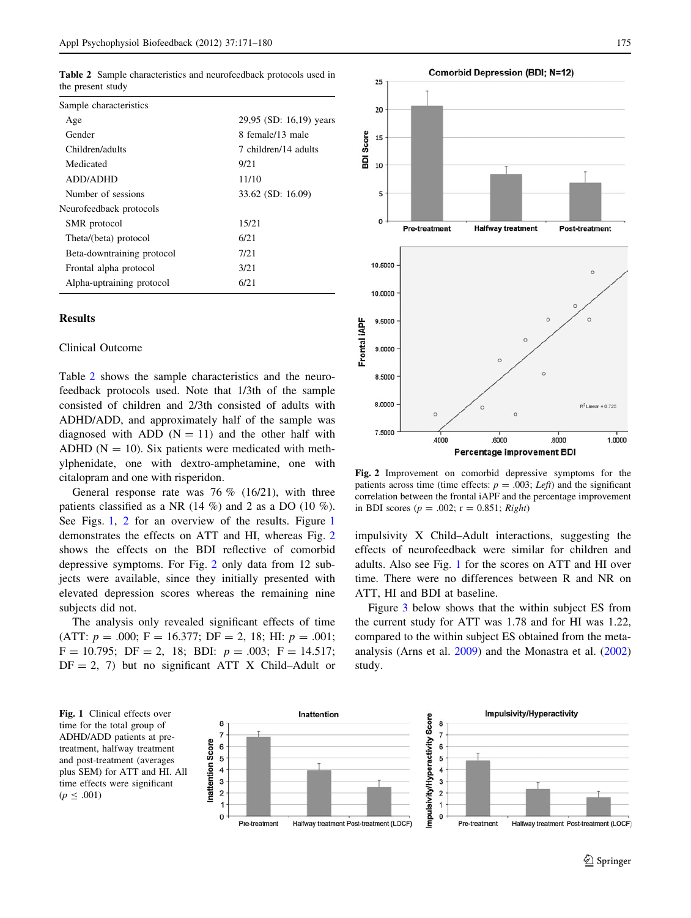**Table 2** Sample characteristics and neurofeedback protocols used in the present study

| | |
|---|---|
| Sample characteristics | |
| Age | 29,95 (SD: 16,19) years |
| Gender | 8 female/13 male |
| Children/adults | 7 children/14 adults |
| Medicated | 9/21 |
| ADD/ADHD | 11/10 |
| Number of sessions | 33.62 (SD: 16.09) |
| Neurofeedback protocols | |
| SMR protocol | 15/21 |
| Theta/(beta) protocol | 6/21 |
| Beta-downtraining protocol | 7/21 |
| Frontal alpha protocol | 3/21 |
| Alpha-uptraining protocol | 6/21 |

## Results

### Clinical Outcome

Table 2 shows the sample characteristics and the neurofeedback protocols used. Note that 1/3th of the sample consisted of children and 2/3th consisted of adults with ADHD/ADD, and approximately half of the sample was diagnosed with ADD (N = 11) and the other half with ADHD (N = 10). Six patients were medicated with methylphenidate, one with dextro-amphetamine, one with citalopram and one with risperidon.

General response rate was 76 % (16/21), with three patients classified as a NR (14 %) and 2 as a DO (10 %). See Figs. 1, 2 for an overview of the results. Figure 1 demonstrates the effects on ATT and HI, whereas Fig. 2 shows the effects on the BDI reflective of comorbid depressive symptoms. For Fig. 2 only data from 12 subjects were available, since they initially presented with elevated depression scores whereas the remaining nine subjects did not.

The analysis only revealed significant effects of time (ATT: $p = .000$; F = 16.377; DF = 2, 18; HI: $p = .001$; F = 10.795; DF = 2, 18; BDI: $p = .003$; F = 14.517; DF = 2, 7) but no significant ATT X Child–Adult or impulsivity X Child–Adult interactions, suggesting the effects of neurofeedback were similar for children and adults. Also see Fig. 1 for the scores on ATT and HI over time. There were no differences between R and NR on ATT, HI and BDI at baseline.

Figure 3 below shows that the within subject ES from the current study for ATT was 1.78 and for HI was 1.22, compared to the within subject ES obtained from the meta-analysis (Arns et al. 2009) and the Monastra et al. (2002) study.

**Fig. 2** Improvement on comorbid depressive symptoms for the patients across time (time effects: $p = .003$; *Left*) and the significant correlation between the frontal iAPF and the percentage improvement in BDI scores ($p = .002$; r = 0.851; *Right*)

**Fig. 1** Clinical effects over time for the total group of ADHD/ADD patients at pre-treatment, halfway treatment and post-treatment (averages plus SEM) for ATT and HI. All time effects were significant ($p \leq .001$)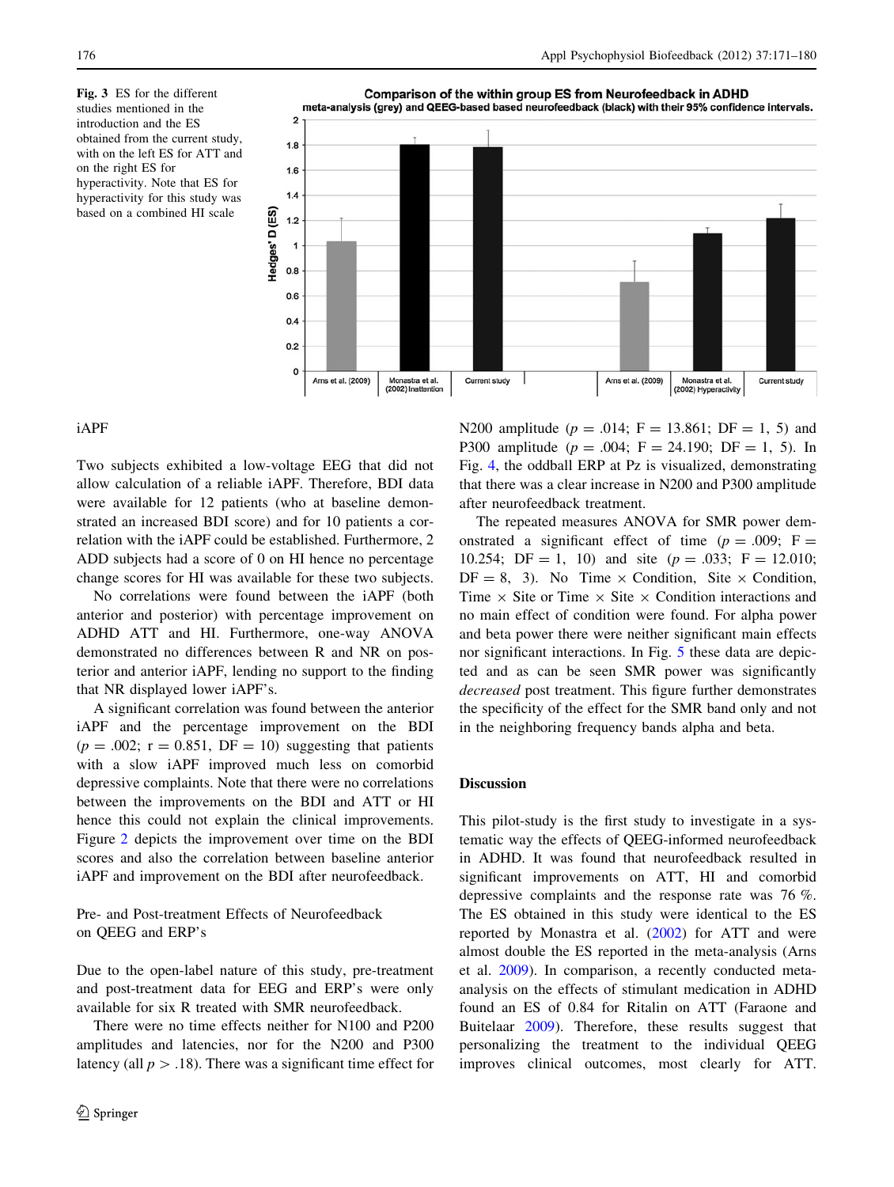Fig. 3 ES for the different studies mentioned in the introduction and the ES obtained from the current study, with on the left ES for ATT and on the right ES for hyperactivity. Note that ES for hyperactivity for this study was based on a combined HI scale

### iAPF

Two subjects exhibited a low-voltage EEG that did not allow calculation of a reliable iAPF. Therefore, BDI data were available for 12 patients (who at baseline demonstrated an increased BDI score) and for 10 patients a correlation with the iAPF could be established. Furthermore, 2 ADD subjects had a score of 0 on HI hence no percentage change scores for HI was available for these two subjects.

No correlations were found between the iAPF (both anterior and posterior) with percentage improvement on ADHD ATT and HI. Furthermore, one-way ANOVA demonstrated no differences between R and NR on posterior and anterior iAPF, lending no support to the finding that NR displayed lower iAPF's.

A significant correlation was found between the anterior iAPF and the percentage improvement on the BDI ($p = .002$; $r = 0.851$, $DF = 10$) suggesting that patients with a slow iAPF improved much less on comorbid depressive complaints. Note that there were no correlations between the improvements on the BDI and ATT or HI hence this could not explain the clinical improvements. Figure 2 depicts the improvement over time on the BDI scores and also the correlation between baseline anterior iAPF and improvement on the BDI after neurofeedback.

### Pre- and Post-treatment Effects of Neurofeedback on QEEG and ERP's

Due to the open-label nature of this study, pre-treatment and post-treatment data for EEG and ERP's were only available for six R treated with SMR neurofeedback.

There were no time effects neither for N100 and P200 amplitudes and latencies, nor for the N200 and P300 latency (all $p > .18$). There was a significant time effect for N200 amplitude ($p = .014$; $F = 13.861$; $DF = 1, 5$) and P300 amplitude ($p = .004$; $F = 24.190$; $DF = 1, 5$). In Fig. 4, the oddball ERP at Pz is visualized, demonstrating that there was a clear increase in N200 and P300 amplitude after neurofeedback treatment.

The repeated measures ANOVA for SMR power demonstrated a significant effect of time ($p = .009$; $F = 10.254$; $DF = 1, 10$) and site ($p = .033$; $F = 12.010$; $DF = 8, 3$). No Time × Condition, Site × Condition, Time × Site or Time × Site × Condition interactions and no main effect of condition were found. For alpha power and beta power there were neither significant main effects nor significant interactions. In Fig. 5 these data are depicted and as can be seen SMR power was significantly *decreased* post treatment. This figure further demonstrates the specificity of the effect for the SMR band only and not in the neighboring frequency bands alpha and beta.

## Discussion

This pilot-study is the first study to investigate in a systematic way the effects of QEEG-informed neurofeedback in ADHD. It was found that neurofeedback resulted in significant improvements on ATT, HI and comorbid depressive complaints and the response rate was 76 %. The ES obtained in this study were identical to the ES reported by Monastra et al. (2002) for ATT and were almost double the ES reported in the meta-analysis (Arns et al. 2009). In comparison, a recently conducted meta-analysis on the effects of stimulant medication in ADHD found an ES of 0.84 for Ritalin on ATT (Faraone and Buitelaar 2009). Therefore, these results suggest that personalizing the treatment to the individual QEEG improves clinical outcomes, most clearly for ATT.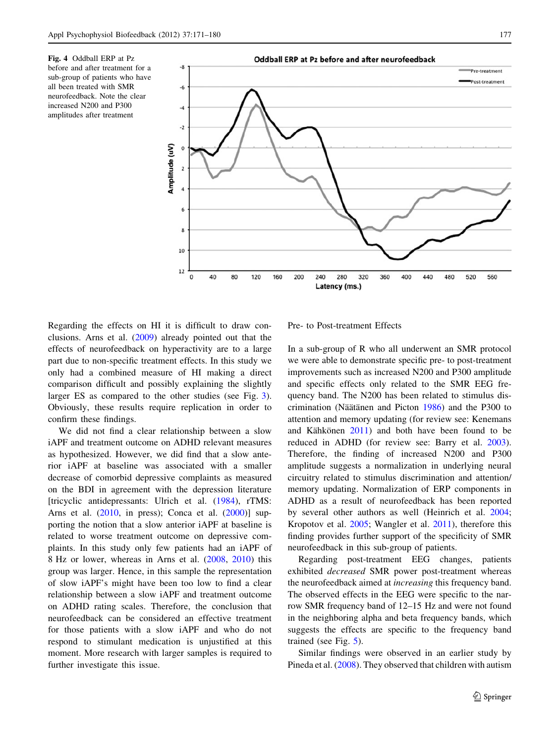Fig. 4 Oddball ERP at Pz before and after treatment for a sub-group of patients who have all been treated with SMR neurofeedback. Note the clear increased N200 and P300 amplitudes after treatment

Regarding the effects on HI it is difficult to draw conclusions. Arns et al. (2009) already pointed out that the effects of neurofeedback on hyperactivity are to a large part due to non-specific treatment effects. In this study we only had a combined measure of HI making a direct comparison difficult and possibly explaining the slightly larger ES as compared to the other studies (see Fig. 3). Obviously, these results require replication in order to confirm these findings.

We did not find a clear relationship between a slow iAPF and treatment outcome on ADHD relevant measures as hypothesized. However, we did find that a slow anterior iAPF at baseline was associated with a smaller decrease of comorbid depressive complaints as measured on the BDI in agreement with the depression literature [tricyclic antidepressants: Ulrich et al. (1984), rTMS: Arns et al. (2010, in press); Conca et al. (2000)] supporting the notion that a slow anterior iAPF at baseline is related to worse treatment outcome on depressive complaints. In this study only few patients had an iAPF of 8 Hz or lower, whereas in Arns et al. (2008, 2010) this group was larger. Hence, in this sample the representation of slow iAPF's might have been too low to find a clear relationship between a slow iAPF and treatment outcome on ADHD rating scales. Therefore, the conclusion that neurofeedback can be considered an effective treatment for those patients with a slow iAPF and who do not respond to stimulant medication is unjustified at this moment. More research with larger samples is required to further investigate this issue.

Pre- to Post-treatment Effects

In a sub-group of R who all underwent an SMR protocol we were able to demonstrate specific pre- to post-treatment improvements such as increased N200 and P300 amplitude and specific effects only related to the SMR EEG frequency band. The N200 has been related to stimulus discrimination (Näätänen and Picton 1986) and the P300 to attention and memory updating (for review see: Kenemans and Kähkönen 2011) and both have been found to be reduced in ADHD (for review see: Barry et al. 2003). Therefore, the finding of increased N200 and P300 amplitude suggests a normalization in underlying neural circuitry related to stimulus discrimination and attention/memory updating. Normalization of ERP components in ADHD as a result of neurofeedback has been reported by several other authors as well (Heinrich et al. 2004; Kropotov et al. 2005; Wangler et al. 2011), therefore this finding provides further support of the specificity of SMR neurofeedback in this sub-group of patients.

Regarding post-treatment EEG changes, patients exhibited *decreased* SMR power post-treatment whereas the neurofeedback aimed at *increasing* this frequency band. The observed effects in the EEG were specific to the narrow SMR frequency band of 12–15 Hz and were not found in the neighboring alpha and beta frequency bands, which suggests the effects are specific to the frequency band trained (see Fig. 5).

Similar findings were observed in an earlier study by Pineda et al. (2008). They observed that children with autism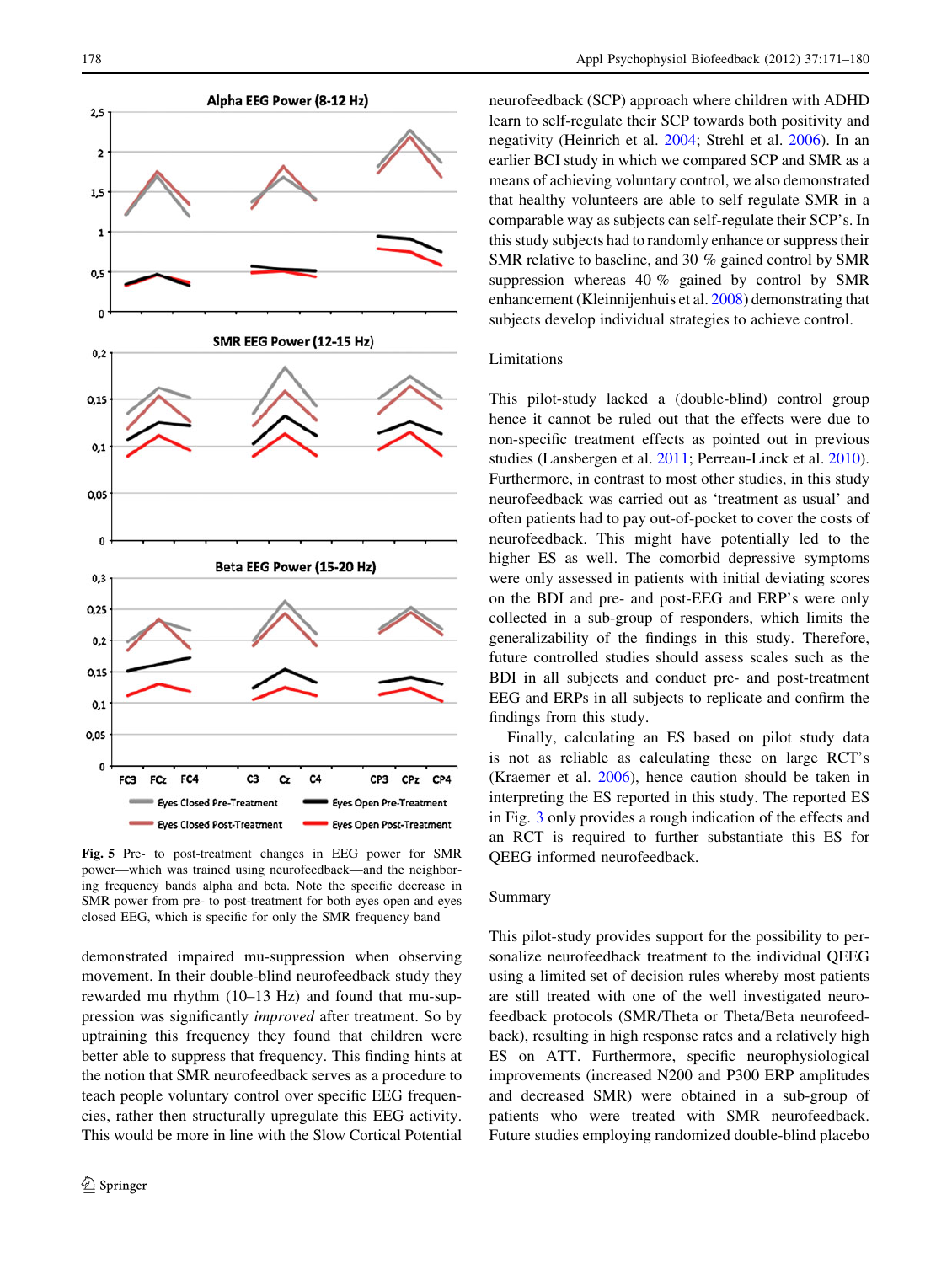Fig. 5 Pre- to post-treatment changes in EEG power for SMR power—which was trained using neurofeedback—and the neighboring frequency bands alpha and beta. Note the specific decrease in SMR power from pre- to post-treatment for both eyes open and eyes closed EEG, which is specific for only the SMR frequency band

demonstrated impaired mu-suppression when observing movement. In their double-blind neurofeedback study they rewarded mu rhythm (10–13 Hz) and found that mu-suppression was significantly *improved* after treatment. So by uptraining this frequency they found that children were better able to suppress that frequency. This finding hints at the notion that SMR neurofeedback serves as a procedure to teach people voluntary control over specific EEG frequencies, rather then structurally upregulate this EEG activity. This would be more in line with the Slow Cortical Potential neurofeedback (SCP) approach where children with ADHD learn to self-regulate their SCP towards both positivity and negativity (Heinrich et al. 2004; Strehl et al. 2006). In an earlier BCI study in which we compared SCP and SMR as a means of achieving voluntary control, we also demonstrated that healthy volunteers are able to self regulate SMR in a comparable way as subjects can self-regulate their SCP's. In this study subjects had to randomly enhance or suppress their SMR relative to baseline, and 30 % gained control by SMR suppression whereas 40 % gained by control by SMR enhancement (Kleinnijenhuis et al. 2008) demonstrating that subjects develop individual strategies to achieve control.

## Limitations

This pilot-study lacked a (double-blind) control group hence it cannot be ruled out that the effects were due to non-specific treatment effects as pointed out in previous studies (Lansbergen et al. 2011; Perreau-Linck et al. 2010). Furthermore, in contrast to most other studies, in this study neurofeedback was carried out as 'treatment as usual' and often patients had to pay out-of-pocket to cover the costs of neurofeedback. This might have potentially led to the higher ES as well. The comorbid depressive symptoms were only assessed in patients with initial deviating scores on the BDI and pre- and post-EEG and ERP's were only collected in a sub-group of responders, which limits the generalizability of the findings in this study. Therefore, future controlled studies should assess scales such as the BDI in all subjects and conduct pre- and post-treatment EEG and ERPs in all subjects to replicate and confirm the findings from this study.

Finally, calculating an ES based on pilot study data is not as reliable as calculating these on large RCT's (Kraemer et al. 2006), hence caution should be taken in interpreting the ES reported in this study. The reported ES in Fig. 3 only provides a rough indication of the effects and an RCT is required to further substantiate this ES for QEEG informed neurofeedback.

## Summary

This pilot-study provides support for the possibility to personalize neurofeedback treatment to the individual QEEG using a limited set of decision rules whereby most patients are still treated with one of the well investigated neurofeedback protocols (SMR/Theta or Theta/Beta neurofeedback), resulting in high response rates and a relatively high ES on ATT. Furthermore, specific neurophysiological improvements (increased N200 and P300 ERP amplitudes and decreased SMR) were obtained in a sub-group of patients who were treated with SMR neurofeedback. Future studies employing randomized double-blind placebo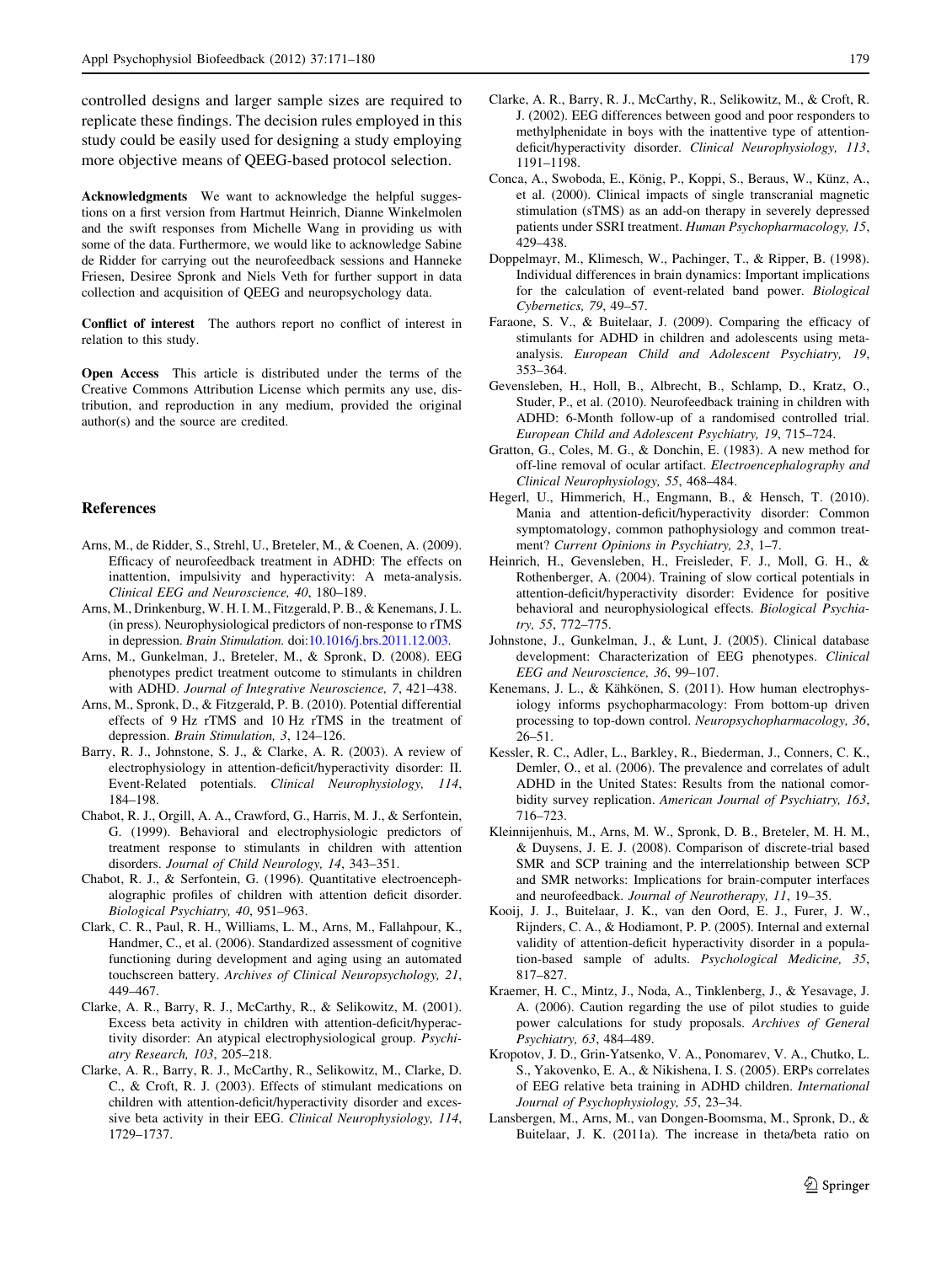controlled designs and larger sample sizes are required to replicate these findings. The decision rules employed in this study could be easily used for designing a study employing more objective means of QEEG-based protocol selection.

**Acknowledgments** We want to acknowledge the helpful suggestions on a first version from Hartmut Heinrich, Dianne Winkelmolen and the swift responses from Michelle Wang in providing us with some of the data. Furthermore, we would like to acknowledge Sabine de Ridder for carrying out the neurofeedback sessions and Hanneke Friesen, Desiree Spronk and Niels Veth for further support in data collection and acquisition of QEEG and neuropsychology data.

**Conflict of interest** The authors report no conflict of interest in relation to this study.

**Open Access** This article is distributed under the terms of the Creative Commons Attribution License which permits any use, distribution, and reproduction in any medium, provided the original author(s) and the source are credited.

## References

Arns, M., de Ridder, S., Strehl, U., Breteler, M., & Coenen, A. (2009). Efficacy of neurofeedback treatment in ADHD: The effects on inattention, impulsivity and hyperactivity: A meta-analysis. *Clinical EEG and Neuroscience, 40*, 180–189.

Arns, M., Drinkenburg, W. H. I. M., Fitzgerald, P. B., & Kenemans, J. L. (in press). Neurophysiological predictors of non-response to rTMS in depression. *Brain Stimulation*. doi:10.1016/j.brs.2011.12.003.

Arns, M., Gunkelman, J., Breteler, M., & Spronk, D. (2008). EEG phenotypes predict treatment outcome to stimulants in children with ADHD. *Journal of Integrative Neuroscience, 7*, 421–438.

Arns, M., Spronk, D., & Fitzgerald, P. B. (2010). Potential differential effects of 9 Hz rTMS and 10 Hz rTMS in the treatment of depression. *Brain Stimulation, 3*, 124–126.

Barry, R. J., Johnstone, S. J., & Clarke, A. R. (2003). A review of electrophysiology in attention-deficit/hyperactivity disorder: II. Event-Related potentials. *Clinical Neurophysiology, 114*, 184–198.

Chabot, R. J., Orgill, A. A., Crawford, G., Harris, M. J., & Serfontein, G. (1999). Behavioral and electrophysiologic predictors of treatment response to stimulants in children with attention disorders. *Journal of Child Neurology, 14*, 343–351.

Chabot, R. J., & Serfontein, G. (1996). Quantitative electroencephalographic profiles of children with attention deficit disorder. *Biological Psychiatry, 40*, 951–963.

Clark, C. R., Paul, R. H., Williams, L. M., Arns, M., Fallahpour, K., Handmer, C., et al. (2006). Standardized assessment of cognitive functioning during development and aging using an automated touchscreen battery. *Archives of Clinical Neuropsychology, 21*, 449–467.

Clarke, A. R., Barry, R. J., McCarthy, R., & Selikowitz, M. (2001). Excess beta activity in children with attention-deficit/hyperactivity disorder: An atypical electrophysiological group. *Psychiatry Research, 103*, 205–218.

Clarke, A. R., Barry, R. J., McCarthy, R., Selikowitz, M., Clarke, D. C., & Croft, R. J. (2003). Effects of stimulant medications on children with attention-deficit/hyperactivity disorder and excessive beta activity in their EEG. *Clinical Neurophysiology, 114*, 1729–1737.

Clarke, A. R., Barry, R. J., McCarthy, R., Selikowitz, M., & Croft, R. J. (2002). EEG differences between good and poor responders to methylphenidate in boys with the inattentive type of attention-deficit/hyperactivity disorder. *Clinical Neurophysiology, 113*, 1191–1198.

Conca, A., Swoboda, E., König, P., Koppi, S., Beraus, W., Künz, A., et al. (2000). Clinical impacts of single transcranial magnetic stimulation (sTMS) as an add-on therapy in severely depressed patients under SSRI treatment. *Human Psychopharmacology, 15*, 429–438.

Doppelmayr, M., Klimesch, W., Pachinger, T., & Ripper, B. (1998). Individual differences in brain dynamics: Important implications for the calculation of event-related band power. *Biological Cybernetics, 79*, 49–57.

Faraone, S. V., & Buitelaar, J. (2009). Comparing the efficacy of stimulants for ADHD in children and adolescents using meta-analysis. *European Child and Adolescent Psychiatry, 19*, 353–364.

Gevensleben, H., Holl, B., Albrecht, B., Schlamp, D., Kratz, O., Studer, P., et al. (2010). Neurofeedback training in children with ADHD: 6-Month follow-up of a randomised controlled trial. *European Child and Adolescent Psychiatry, 19*, 715–724.

Gratton, G., Coles, M. G., & Donchin, E. (1983). A new method for off-line removal of ocular artifact. *Electroencephalography and Clinical Neurophysiology, 55*, 468–484.

Hegerl, U., Himmerich, H., Engmann, B., & Hensch, T. (2010). Mania and attention-deficit/hyperactivity disorder: Common symptomatology, common pathophysiology and common treatment? *Current Opinions in Psychiatry, 23*, 1–7.

Heinrich, H., Gevensleben, H., Freisleder, F. J., Moll, G. H., & Rothenberger, A. (2004). Training of slow cortical potentials in attention-deficit/hyperactivity disorder: Evidence for positive behavioral and neurophysiological effects. *Biological Psychiatry, 55*, 772–775.

Johnstone, J., Gunkelman, J., & Lunt, J. (2005). Clinical database development: Characterization of EEG phenotypes. *Clinical EEG and Neuroscience, 36*, 99–107.

Kenemans, J. L., & Kähkönen, S. (2011). How human electrophysiology informs psychopharmacology: From bottom-up driven processing to top-down control. *Neuropsychopharmacology, 36*, 26–51.

Kessler, R. C., Adler, L., Barkley, R., Biederman, J., Conners, C. K., Demler, O., et al. (2006). The prevalence and correlates of adult ADHD in the United States: Results from the national comorbidity survey replication. *American Journal of Psychiatry, 163*, 716–723.

Kleinnijenhuis, M., Arns, M. W., Spronk, D. B., Breteler, M. H. M., & Duysens, J. E. J. (2008). Comparison of discrete-trial based SMR and SCP training and the interrelationship between SCP and SMR networks: Implications for brain-computer interfaces and neurofeedback. *Journal of Neurotherapy, 11*, 19–35.

Kooij, J. J., Buitelaar, J. K., van den Oord, E. J., Furer, J. W., Rijnders, C. A., & Hodiamont, P. P. (2005). Internal and external validity of attention-deficit hyperactivity disorder in a population-based sample of adults. *Psychological Medicine, 35*, 817–827.

Kraemer, H. C., Mintz, J., Noda, A., Tinklenberg, J., & Yesavage, J. A. (2006). Caution regarding the use of pilot studies to guide power calculations for study proposals. *Archives of General Psychiatry, 63*, 484–489.

Kropotov, J. D., Grin-Yatsenko, V. A., Ponomarev, V. A., Chutko, L. S., Yakovenko, E. A., & Nikishena, I. S. (2005). ERPs correlates of EEG relative beta training in ADHD children. *International Journal of Psychophysiology, 55*, 23–34.

Lansbergen, M., Arns, M., van Dongen-Boomsma, M., Spronk, D., & Buitelaar, J. K. (2011a). The increase in theta/beta ratio on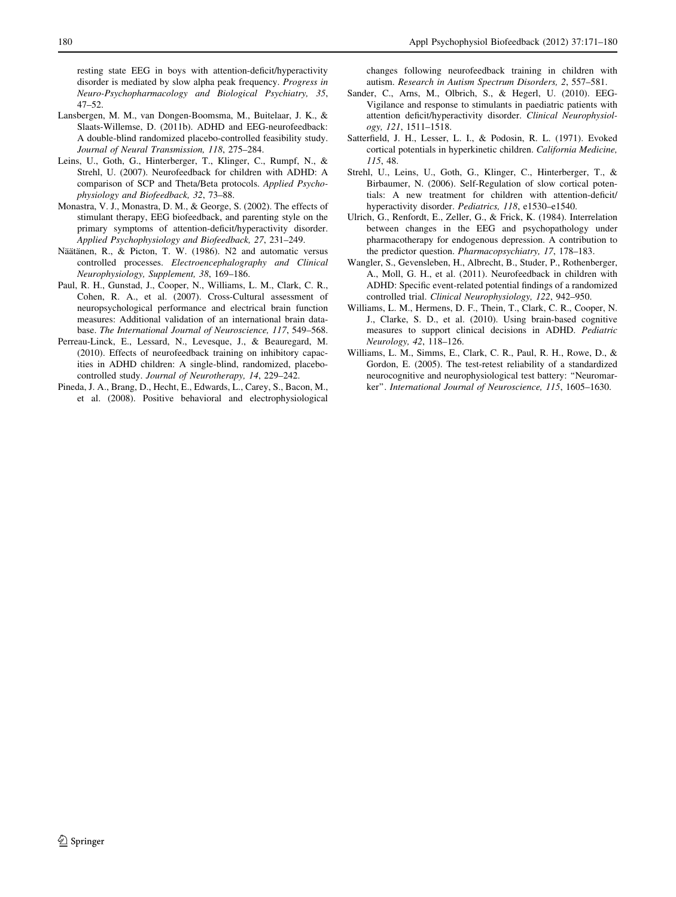resting state EEG in boys with attention-deficit/hyperactivity disorder is mediated by slow alpha peak frequency. *Progress in Neuro-Psychopharmacology and Biological Psychiatry, 35*, 47–52.

Lansbergen, M. M., van Dongen-Boomsma, M., Buitelaar, J. K., & Slaats-Willemse, D. (2011b). ADHD and EEG-neurofeedback: A double-blind randomized placebo-controlled feasibility study. *Journal of Neural Transmission, 118*, 275–284.

Leins, U., Goth, G., Hinterberger, T., Klinger, C., Rumpf, N., & Strehl, U. (2007). Neurofeedback for children with ADHD: A comparison of SCP and Theta/Beta protocols. *Applied Psychophysiology and Biofeedback, 32*, 73–88.

Monastra, V. J., Monastra, D. M., & George, S. (2002). The effects of stimulant therapy, EEG biofeedback, and parenting style on the primary symptoms of attention-deficit/hyperactivity disorder. *Applied Psychophysiology and Biofeedback, 27*, 231–249.

Näätänen, R., & Picton, T. W. (1986). N2 and automatic versus controlled processes. *Electroencephalography and Clinical Neurophysiology, Supplement, 38*, 169–186.

Paul, R. H., Gunstad, J., Cooper, N., Williams, L. M., Clark, C. R., Cohen, R. A., et al. (2007). Cross-Cultural assessment of neuropsychological performance and electrical brain function measures: Additional validation of an international brain database. *The International Journal of Neuroscience, 117*, 549–568.

Perreau-Linck, E., Lessard, N., Levesque, J., & Beauregard, M. (2010). Effects of neurofeedback training on inhibitory capacities in ADHD children: A single-blind, randomized, placebo-controlled study. *Journal of Neurotherapy, 14*, 229–242.

Pineda, J. A., Brang, D., Hecht, E., Edwards, L., Carey, S., Bacon, M., et al. (2008). Positive behavioral and electrophysiological changes following neurofeedback training in children with autism. *Research in Autism Spectrum Disorders, 2*, 557–581.

Sander, C., Arns, M., Olbrich, S., & Hegerl, U. (2010). EEG-Vigilance and response to stimulants in paediatric patients with attention deficit/hyperactivity disorder. *Clinical Neurophysiology, 121*, 1511–1518.

Satterfield, J. H., Lesser, L. I., & Podosin, R. L. (1971). Evoked cortical potentials in hyperkinetic children. *California Medicine, 115*, 48.

Strehl, U., Leins, U., Goth, G., Klinger, C., Hinterberger, T., & Birbaumer, N. (2006). Self-Regulation of slow cortical potentials: A new treatment for children with attention-deficit/hyperactivity disorder. *Pediatrics, 118*, e1530–e1540.

Ulrich, G., Renfordt, E., Zeller, G., & Frick, K. (1984). Interrelation between changes in the EEG and psychopathology under pharmacotherapy for endogenous depression. A contribution to the predictor question. *Pharmacopsychiatry, 17*, 178–183.

Wangler, S., Gevensleben, H., Albrecht, B., Studer, P., Rothenberger, A., Moll, G. H., et al. (2011). Neurofeedback in children with ADHD: Specific event-related potential findings of a randomized controlled trial. *Clinical Neurophysiology, 122*, 942–950.

Williams, L. M., Hermens, D. F., Thein, T., Clark, C. R., Cooper, N. J., Clarke, S. D., et al. (2010). Using brain-based cognitive measures to support clinical decisions in ADHD. *Pediatric Neurology, 42*, 118–126.

Williams, L. M., Simms, E., Clark, C. R., Paul, R. H., Rowe, D., & Gordon, E. (2005). The test-retest reliability of a standardized neurocognitive and neurophysiological test battery: "Neuromarker". *International Journal of Neuroscience, 115*, 1605–1630.